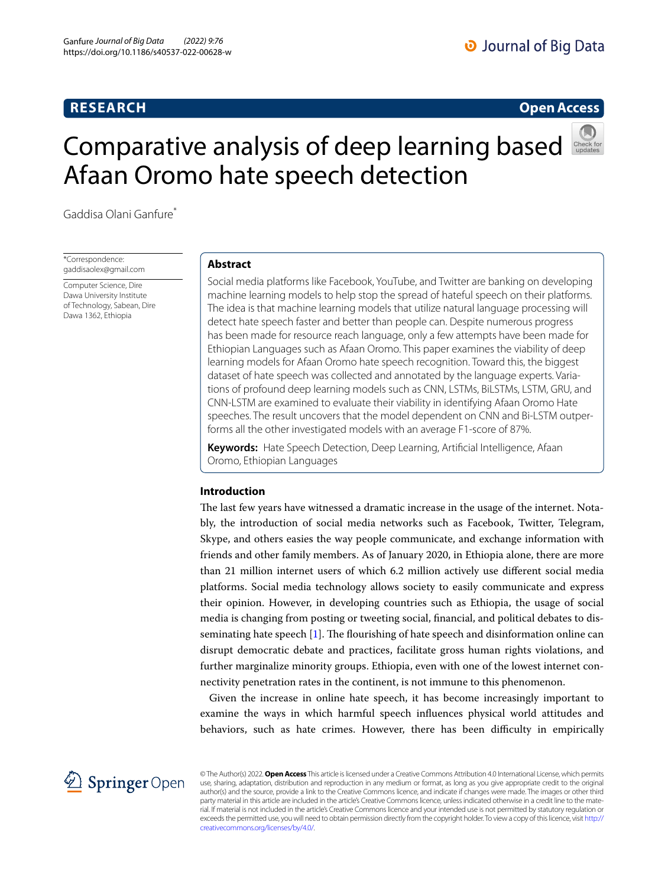RESEARCH

Open Access

# Comparative analysis of deep learning based Afaan Oromo hate speech detection

Gaddisa Olani Ganfure*

*Correspondence: gaddisaolex@gmail.com

Computer Science, Dire Dawa University Institute of Technology, Sabean, Dire Dawa 1362, Ethiopia

## Abstract

Social media platforms like Facebook, YouTube, and Twitter are banking on developing machine learning models to help stop the spread of hateful speech on their platforms. The idea is that machine learning models that utilize natural language processing will detect hate speech faster and better than people can. Despite numerous progress has been made for resource reach language, only a few attempts have been made for Ethiopian Languages such as Afaan Oromo. This paper examines the viability of deep learning models for Afaan Oromo hate speech recognition. Toward this, the biggest dataset of hate speech was collected and annotated by the language experts. Variations of profound deep learning models such as CNN, LSTMs, BiLSTMs, LSTM, GRU, and CNN-LSTM are examined to evaluate their viability in identifying Afaan Oromo Hate speeches. The result uncovers that the model dependent on CNN and Bi-LSTM outperforms all the other investigated models with an average F1-score of 87%.

**Keywords:** Hate Speech Detection, Deep Learning, Artificial Intelligence, Afaan Oromo, Ethiopian Languages

## Introduction

The last few years have witnessed a dramatic increase in the usage of the internet. Notably, the introduction of social media networks such as Facebook, Twitter, Telegram, Skype, and others easies the way people communicate, and exchange information with friends and other family members. As of January 2020, in Ethiopia alone, there are more than 21 million internet users of which 6.2 million actively use different social media platforms. Social media technology allows society to easily communicate and express their opinion. However, in developing countries such as Ethiopia, the usage of social media is changing from posting or tweeting social, financial, and political debates to disseminating hate speech [1]. The flourishing of hate speech and disinformation online can disrupt democratic debate and practices, facilitate gross human rights violations, and further marginalize minority groups. Ethiopia, even with one of the lowest internet connectivity penetration rates in the continent, is not immune to this phenomenon.

Given the increase in online hate speech, it has become increasingly important to examine the ways in which harmful speech influences physical world attitudes and behaviors, such as hate crimes. However, there has been difficulty in empirically

© The Author(s) 2022. **Open Access** This article is licensed under a Creative Commons Attribution 4.0 International License, which permits use, sharing, adaptation, distribution and reproduction in any medium or format, as long as you give appropriate credit to the original author(s) and the source, provide a link to the Creative Commons licence, and indicate if changes were made. The images or other third party material in this article are included in the article's Creative Commons licence, unless indicated otherwise in a credit line to the material. If material is not included in the article's Creative Commons licence and your intended use is not permitted by statutory regulation or exceeds the permitted use, you will need to obtain permission directly from the copyright holder. To view a copy of this licence, visit http://creativecommons.org/licenses/by/4.0/.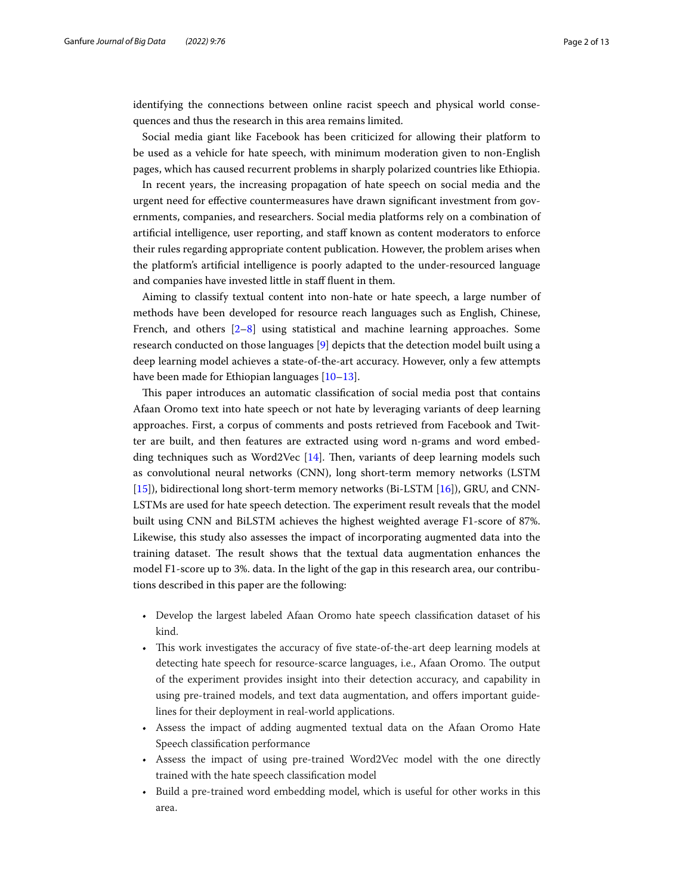identifying the connections between online racist speech and physical world consequences and thus the research in this area remains limited.

Social media giant like Facebook has been criticized for allowing their platform to be used as a vehicle for hate speech, with minimum moderation given to non-English pages, which has caused recurrent problems in sharply polarized countries like Ethiopia.

In recent years, the increasing propagation of hate speech on social media and the urgent need for effective countermeasures have drawn significant investment from governments, companies, and researchers. Social media platforms rely on a combination of artificial intelligence, user reporting, and staff known as content moderators to enforce their rules regarding appropriate content publication. However, the problem arises when the platform's artificial intelligence is poorly adapted to the under-resourced language and companies have invested little in staff fluent in them.

Aiming to classify textual content into non-hate or hate speech, a large number of methods have been developed for resource reach languages such as English, Chinese, French, and others [2–8] using statistical and machine learning approaches. Some research conducted on those languages [9] depicts that the detection model built using a deep learning model achieves a state-of-the-art accuracy. However, only a few attempts have been made for Ethiopian languages [10–13].

This paper introduces an automatic classification of social media post that contains Afaan Oromo text into hate speech or not hate by leveraging variants of deep learning approaches. First, a corpus of comments and posts retrieved from Facebook and Twitter are built, and then features are extracted using word n-grams and word embedding techniques such as Word2Vec [14]. Then, variants of deep learning models such as convolutional neural networks (CNN), long short-term memory networks (LSTM [15]), bidirectional long short-term memory networks (Bi-LSTM [16]), GRU, and CNN-LSTMs are used for hate speech detection. The experiment result reveals that the model built using CNN and BiLSTM achieves the highest weighted average F1-score of 87%. Likewise, this study also assesses the impact of incorporating augmented data into the training dataset. The result shows that the textual data augmentation enhances the model F1-score up to 3%. data. In the light of the gap in this research area, our contributions described in this paper are the following:

- Develop the largest labeled Afaan Oromo hate speech classification dataset of his kind.
- This work investigates the accuracy of five state-of-the-art deep learning models at detecting hate speech for resource-scarce languages, i.e., Afaan Oromo. The output of the experiment provides insight into their detection accuracy, and capability in using pre-trained models, and text data augmentation, and offers important guidelines for their deployment in real-world applications.
- Assess the impact of adding augmented textual data on the Afaan Oromo Hate Speech classification performance
- Assess the impact of using pre-trained Word2Vec model with the one directly trained with the hate speech classification model
- Build a pre-trained word embedding model, which is useful for other works in this area.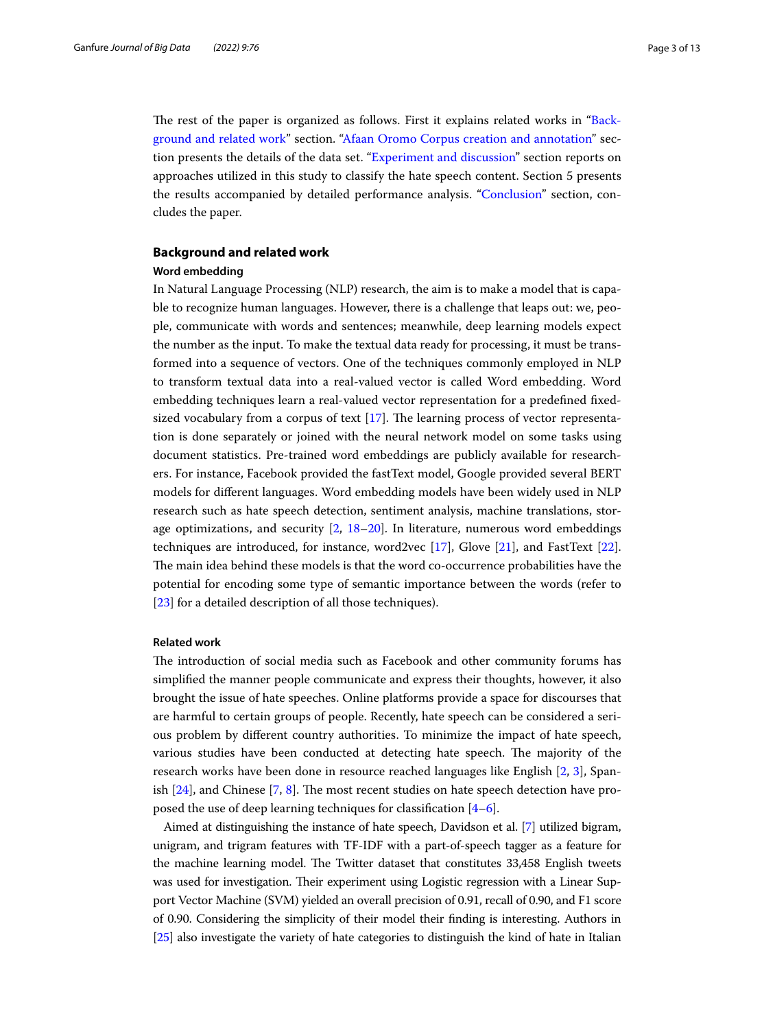The rest of the paper is organized as follows. First it explains related works in "Background and related work" section. "Afaan Oromo Corpus creation and annotation" section presents the details of the data set. "Experiment and discussion" section reports on approaches utilized in this study to classify the hate speech content. Section 5 presents the results accompanied by detailed performance analysis. "Conclusion" section, concludes the paper.

## Background and related work

### Word embedding

In Natural Language Processing (NLP) research, the aim is to make a model that is capable to recognize human languages. However, there is a challenge that leaps out: we, people, communicate with words and sentences; meanwhile, deep learning models expect the number as the input. To make the textual data ready for processing, it must be transformed into a sequence of vectors. One of the techniques commonly employed in NLP to transform textual data into a real-valued vector is called Word embedding. Word embedding techniques learn a real-valued vector representation for a predefined fixed-sized vocabulary from a corpus of text [17]. The learning process of vector representation is done separately or joined with the neural network model on some tasks using document statistics. Pre-trained word embeddings are publicly available for researchers. For instance, Facebook provided the fastText model, Google provided several BERT models for different languages. Word embedding models have been widely used in NLP research such as hate speech detection, sentiment analysis, machine translations, storage optimizations, and security [2, 18–20]. In literature, numerous word embeddings techniques are introduced, for instance, word2vec [17], Glove [21], and FastText [22]. The main idea behind these models is that the word co-occurrence probabilities have the potential for encoding some type of semantic importance between the words (refer to [23] for a detailed description of all those techniques).

### Related work

The introduction of social media such as Facebook and other community forums has simplified the manner people communicate and express their thoughts, however, it also brought the issue of hate speeches. Online platforms provide a space for discourses that are harmful to certain groups of people. Recently, hate speech can be considered a serious problem by different country authorities. To minimize the impact of hate speech, various studies have been conducted at detecting hate speech. The majority of the research works have been done in resource reached languages like English [2, 3], Spanish [24], and Chinese [7, 8]. The most recent studies on hate speech detection have proposed the use of deep learning techniques for classification [4–6].

Aimed at distinguishing the instance of hate speech, Davidson et al. [7] utilized bigram, unigram, and trigram features with TF-IDF with a part-of-speech tagger as a feature for the machine learning model. The Twitter dataset that constitutes 33,458 English tweets was used for investigation. Their experiment using Logistic regression with a Linear Support Vector Machine (SVM) yielded an overall precision of 0.91, recall of 0.90, and F1 score of 0.90. Considering the simplicity of their model their finding is interesting. Authors in [25] also investigate the variety of hate categories to distinguish the kind of hate in Italian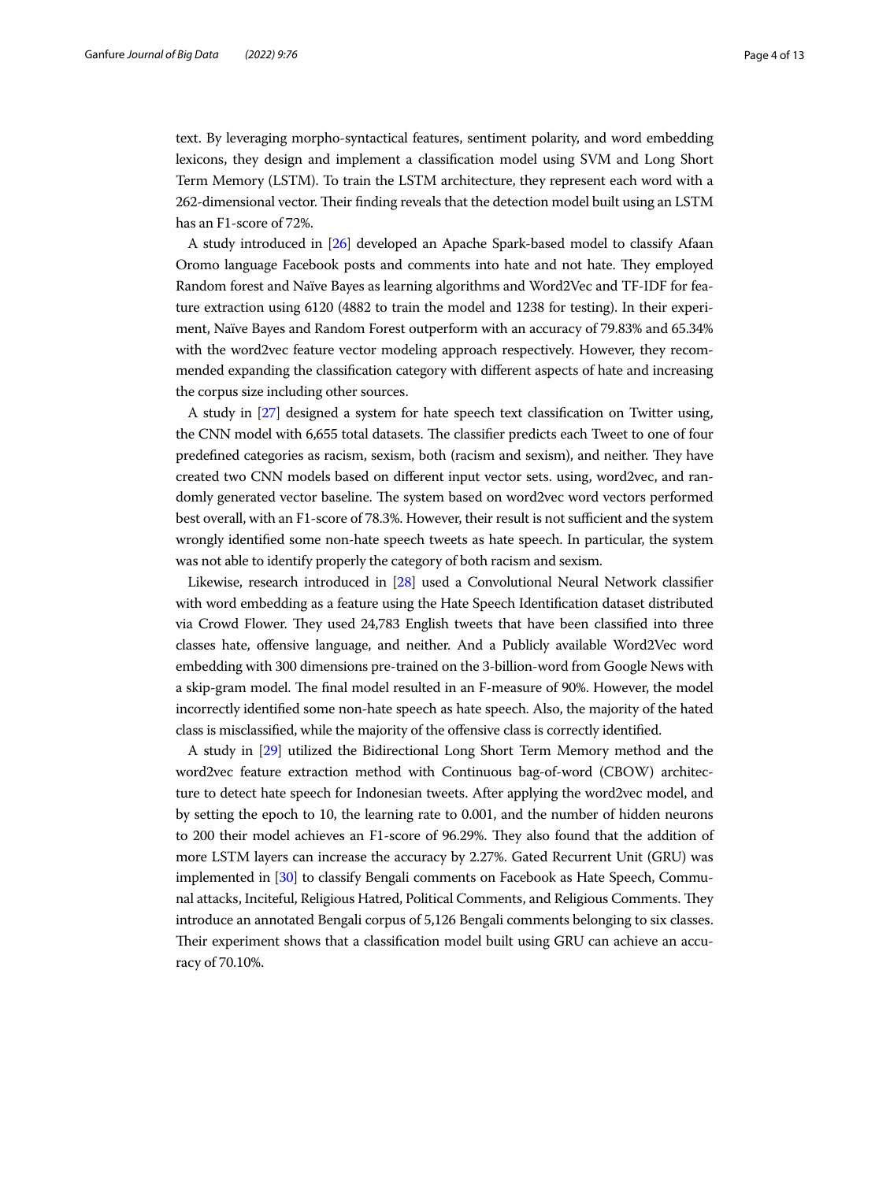text. By leveraging morpho-syntactical features, sentiment polarity, and word embedding lexicons, they design and implement a classification model using SVM and Long Short Term Memory (LSTM). To train the LSTM architecture, they represent each word with a 262-dimensional vector. Their finding reveals that the detection model built using an LSTM has an F1-score of 72%.

A study introduced in [26] developed an Apache Spark-based model to classify Afaan Oromo language Facebook posts and comments into hate and not hate. They employed Random forest and Naïve Bayes as learning algorithms and Word2Vec and TF-IDF for feature extraction using 6120 (4882 to train the model and 1238 for testing). In their experiment, Naïve Bayes and Random Forest outperform with an accuracy of 79.83% and 65.34% with the word2vec feature vector modeling approach respectively. However, they recommended expanding the classification category with different aspects of hate and increasing the corpus size including other sources.

A study in [27] designed a system for hate speech text classification on Twitter using, the CNN model with 6,655 total datasets. The classifier predicts each Tweet to one of four predefined categories as racism, sexism, both (racism and sexism), and neither. They have created two CNN models based on different input vector sets. using, word2vec, and randomly generated vector baseline. The system based on word2vec word vectors performed best overall, with an F1-score of 78.3%. However, their result is not sufficient and the system wrongly identified some non-hate speech tweets as hate speech. In particular, the system was not able to identify properly the category of both racism and sexism.

Likewise, research introduced in [28] used a Convolutional Neural Network classifier with word embedding as a feature using the Hate Speech Identification dataset distributed via Crowd Flower. They used 24,783 English tweets that have been classified into three classes hate, offensive language, and neither. And a Publicly available Word2Vec word embedding with 300 dimensions pre-trained on the 3-billion-word from Google News with a skip-gram model. The final model resulted in an F-measure of 90%. However, the model incorrectly identified some non-hate speech as hate speech. Also, the majority of the hated class is misclassified, while the majority of the offensive class is correctly identified.

A study in [29] utilized the Bidirectional Long Short Term Memory method and the word2vec feature extraction method with Continuous bag-of-word (CBOW) architecture to detect hate speech for Indonesian tweets. After applying the word2vec model, and by setting the epoch to 10, the learning rate to 0.001, and the number of hidden neurons to 200 their model achieves an F1-score of 96.29%. They also found that the addition of more LSTM layers can increase the accuracy by 2.27%. Gated Recurrent Unit (GRU) was implemented in [30] to classify Bengali comments on Facebook as Hate Speech, Communal attacks, Inciteful, Religious Hatred, Political Comments, and Religious Comments. They introduce an annotated Bengali corpus of 5,126 Bengali comments belonging to six classes. Their experiment shows that a classification model built using GRU can achieve an accuracy of 70.10%.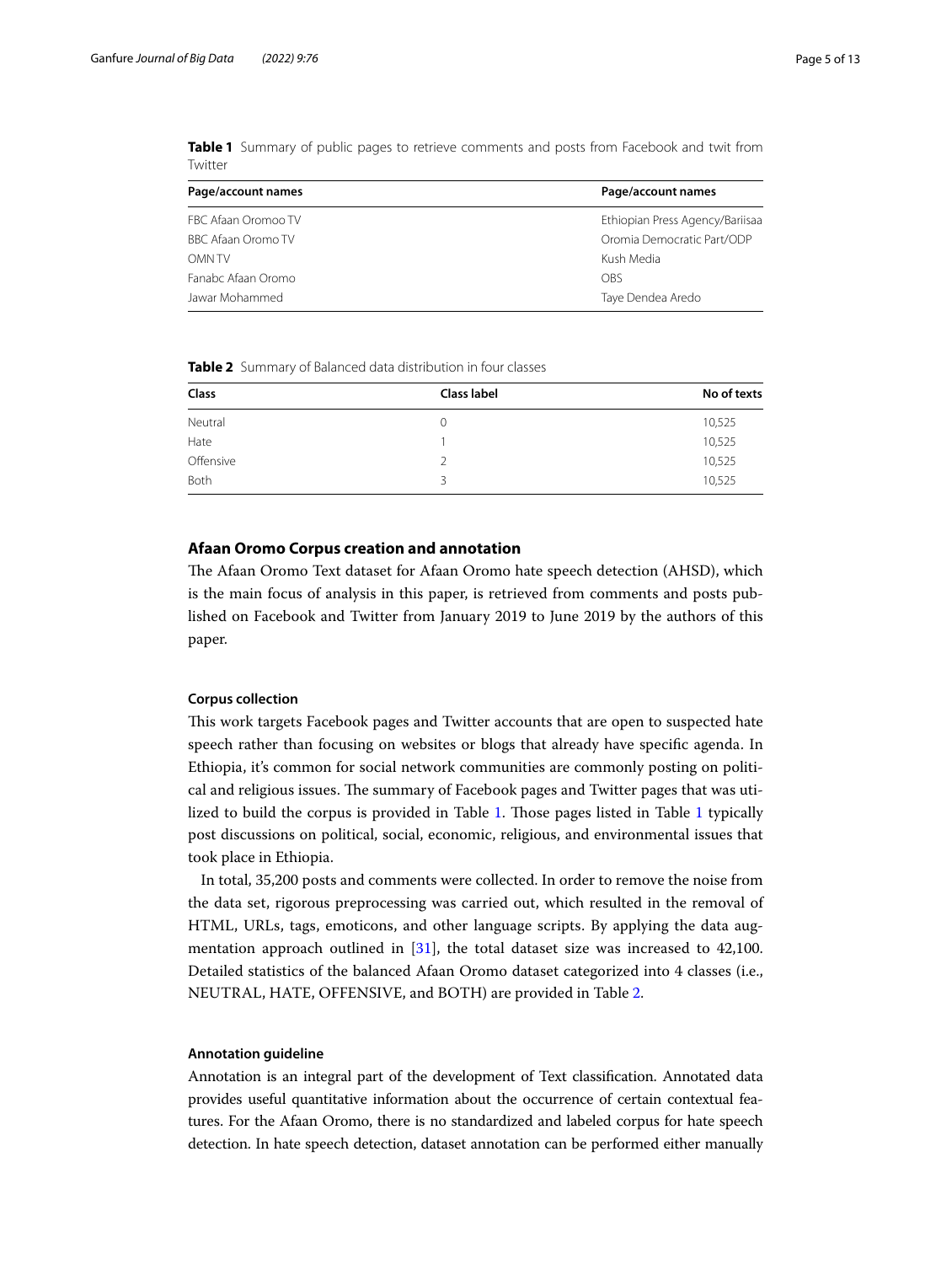**Table 1** Summary of public pages to retrieve comments and posts from Facebook and twit from Twitter

| Page/account names | Page/account names |
|---|---|
| FBC Afaan Oromoo TV | Ethiopian Press Agency/Bariisaa |
| BBC Afaan Oromo TV | Oromia Democratic Part/ODP |
| OMN TV | Kush Media |
| Fanabc Afaan Oromo | OBS |
| Jawar Mohammed | Taye Dendea Aredo |

**Table 2** Summary of Balanced data distribution in four classes

| Class | Class label | No of texts |
|---|---|---|
| Neutral | 0 | 10,525 |
| Hate | 1 | 10,525 |
| Offensive | 2 | 10,525 |
| Both | 3 | 10,525 |

## Afaan Oromo Corpus creation and annotation

The Afaan Oromo Text dataset for Afaan Oromo hate speech detection (AHSD), which is the main focus of analysis in this paper, is retrieved from comments and posts published on Facebook and Twitter from January 2019 to June 2019 by the authors of this paper.

### Corpus collection

This work targets Facebook pages and Twitter accounts that are open to suspected hate speech rather than focusing on websites or blogs that already have specific agenda. In Ethiopia, it's common for social network communities are commonly posting on political and religious issues. The summary of Facebook pages and Twitter pages that was utilized to build the corpus is provided in Table 1. Those pages listed in Table 1 typically post discussions on political, social, economic, religious, and environmental issues that took place in Ethiopia.

In total, 35,200 posts and comments were collected. In order to remove the noise from the data set, rigorous preprocessing was carried out, which resulted in the removal of HTML, URLs, tags, emoticons, and other language scripts. By applying the data augmentation approach outlined in [31], the total dataset size was increased to 42,100. Detailed statistics of the balanced Afaan Oromo dataset categorized into 4 classes (i.e., NEUTRAL, HATE, OFFENSIVE, and BOTH) are provided in Table 2.

### Annotation guideline

Annotation is an integral part of the development of Text classification. Annotated data provides useful quantitative information about the occurrence of certain contextual features. For the Afaan Oromo, there is no standardized and labeled corpus for hate speech detection. In hate speech detection, dataset annotation can be performed either manually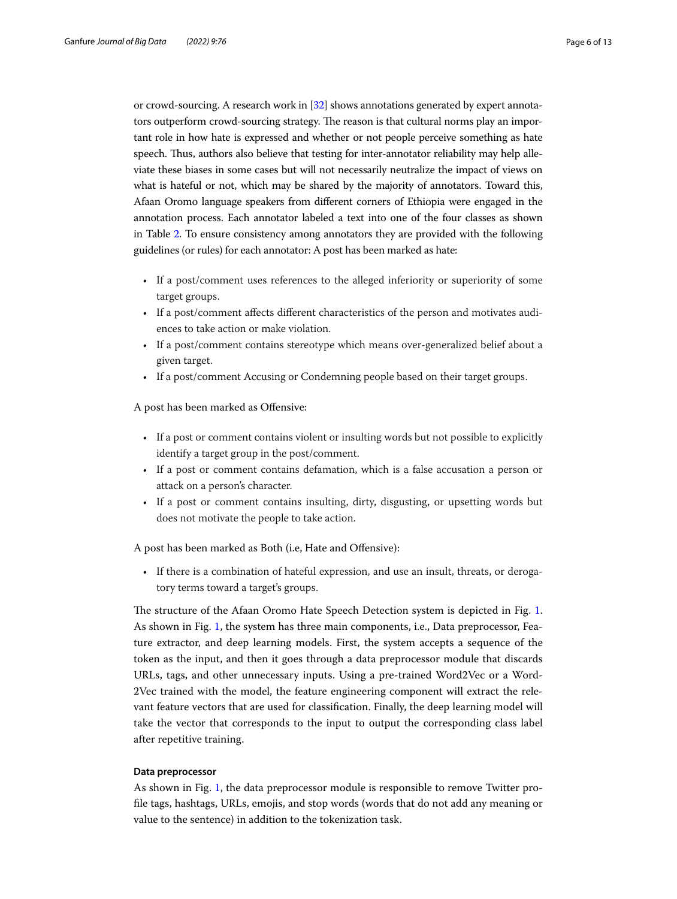or crowd-sourcing. A research work in [32] shows annotations generated by expert annotators outperform crowd-sourcing strategy. The reason is that cultural norms play an important role in how hate is expressed and whether or not people perceive something as hate speech. Thus, authors also believe that testing for inter-annotator reliability may help alleviate these biases in some cases but will not necessarily neutralize the impact of views on what is hateful or not, which may be shared by the majority of annotators. Toward this, Afaan Oromo language speakers from different corners of Ethiopia were engaged in the annotation process. Each annotator labeled a text into one of the four classes as shown in Table 2. To ensure consistency among annotators they are provided with the following guidelines (or rules) for each annotator: A post has been marked as hate:

- If a post/comment uses references to the alleged inferiority or superiority of some target groups.
- If a post/comment affects different characteristics of the person and motivates audiences to take action or make violation.
- If a post/comment contains stereotype which means over-generalized belief about a given target.
- If a post/comment Accusing or Condemning people based on their target groups.

A post has been marked as Offensive:

- If a post or comment contains violent or insulting words but not possible to explicitly identify a target group in the post/comment.
- If a post or comment contains defamation, which is a false accusation a person or attack on a person's character.
- If a post or comment contains insulting, dirty, disgusting, or upsetting words but does not motivate the people to take action.

A post has been marked as Both (i.e, Hate and Offensive):

- If there is a combination of hateful expression, and use an insult, threats, or derogatory terms toward a target's groups.

The structure of the Afaan Oromo Hate Speech Detection system is depicted in Fig. 1. As shown in Fig. 1, the system has three main components, i.e., Data preprocessor, Feature extractor, and deep learning models. First, the system accepts a sequence of the token as the input, and then it goes through a data preprocessor module that discards URLs, tags, and other unnecessary inputs. Using a pre-trained Word2Vec or a Word2Vec trained with the model, the feature engineering component will extract the relevant feature vectors that are used for classification. Finally, the deep learning model will take the vector that corresponds to the input to output the corresponding class label after repetitive training.

#### Data preprocessor

As shown in Fig. 1, the data preprocessor module is responsible to remove Twitter profile tags, hashtags, URLs, emojis, and stop words (words that do not add any meaning or value to the sentence) in addition to the tokenization task.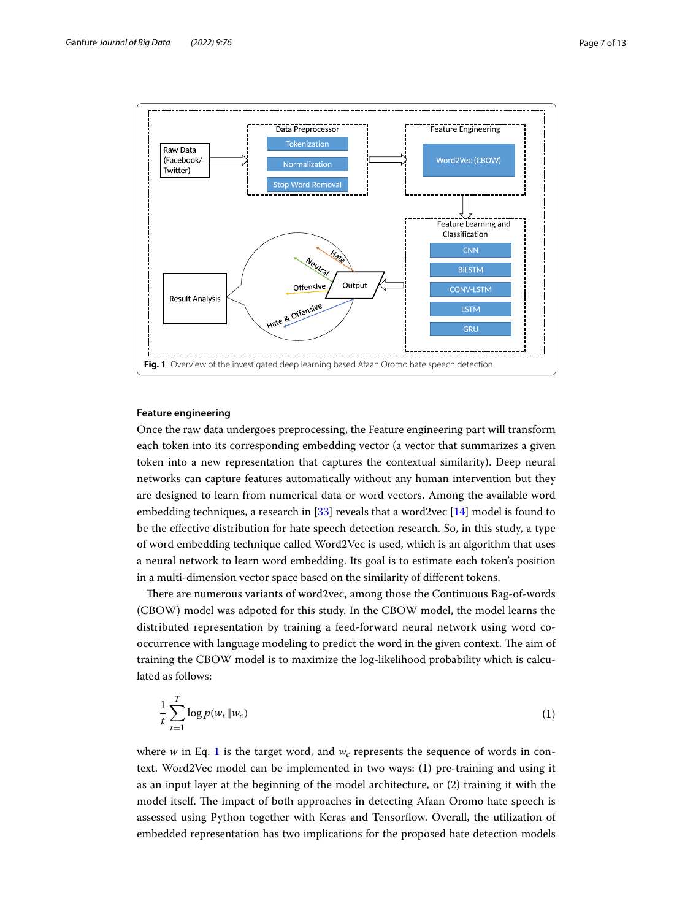Fig. 1 Overview of the investigated deep learning based Afaan Oromo hate speech detection

### Feature engineering

Once the raw data undergoes preprocessing, the Feature engineering part will transform each token into its corresponding embedding vector (a vector that summarizes a given token into a new representation that captures the contextual similarity). Deep neural networks can capture features automatically without any human intervention but they are designed to learn from numerical data or word vectors. Among the available word embedding techniques, a research in [33] reveals that a word2vec [14] model is found to be the effective distribution for hate speech detection research. So, in this study, a type of word embedding technique called Word2Vec is used, which is an algorithm that uses a neural network to learn word embedding. Its goal is to estimate each token's position in a multi-dimension vector space based on the similarity of different tokens.

There are numerous variants of word2vec, among those the Continuous Bag-of-words (CBOW) model was adpoted for this study. In the CBOW model, the model learns the distributed representation by training a feed-forward neural network using word co-occurrence with language modeling to predict the word in the given context. The aim of training the CBOW model is to maximize the log-likelihood probability which is calculated as follows:

$$\frac{1}{t}\sum_{t=1}^{T}\log p(w_t \| w_c) \tag{1}$$

where $w$ in Eq. 1 is the target word, and $w_c$ represents the sequence of words in context. Word2Vec model can be implemented in two ways: (1) pre-training and using it as an input layer at the beginning of the model architecture, or (2) training it with the model itself. The impact of both approaches in detecting Afaan Oromo hate speech is assessed using Python together with Keras and Tensorflow. Overall, the utilization of embedded representation has two implications for the proposed hate detection models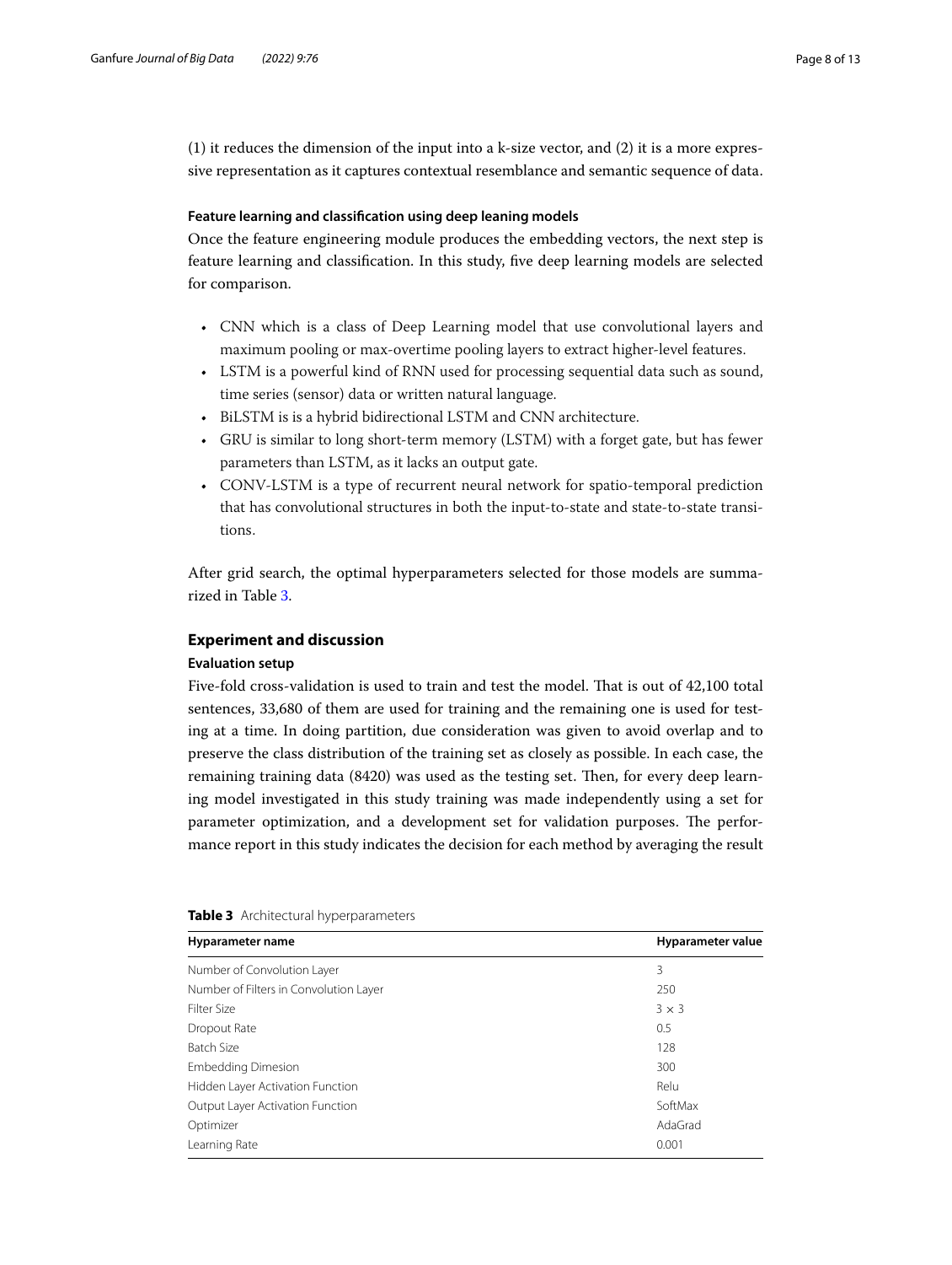(1) it reduces the dimension of the input into a k-size vector, and (2) it is a more expressive representation as it captures contextual resemblance and semantic sequence of data.

### Feature learning and classification using deep leaning models

Once the feature engineering module produces the embedding vectors, the next step is feature learning and classification. In this study, five deep learning models are selected for comparison.

- CNN which is a class of Deep Learning model that use convolutional layers and maximum pooling or max-overtime pooling layers to extract higher-level features.
- LSTM is a powerful kind of RNN used for processing sequential data such as sound, time series (sensor) data or written natural language.
- BiLSTM is is a hybrid bidirectional LSTM and CNN architecture.
- GRU is similar to long short-term memory (LSTM) with a forget gate, but has fewer parameters than LSTM, as it lacks an output gate.
- CONV-LSTM is a type of recurrent neural network for spatio-temporal prediction that has convolutional structures in both the input-to-state and state-to-state transitions.

After grid search, the optimal hyperparameters selected for those models are summarized in Table 3.

## Experiment and discussion

### Evaluation setup

Five-fold cross-validation is used to train and test the model. That is out of 42,100 total sentences, 33,680 of them are used for training and the remaining one is used for testing at a time. In doing partition, due consideration was given to avoid overlap and to preserve the class distribution of the training set as closely as possible. In each case, the remaining training data (8420) was used as the testing set. Then, for every deep learning model investigated in this study training was made independently using a set for parameter optimization, and a development set for validation purposes. The performance report in this study indicates the decision for each method by averaging the result

**Table 3** Architectural hyperparameters

| Hyparameter name | Hyparameter value |
|---|---|
| Number of Convolution Layer | 3 |
| Number of Filters in Convolution Layer | 250 |
| Filter Size | 3 × 3 |
| Dropout Rate | 0.5 |
| Batch Size | 128 |
| Embedding Dimesion | 300 |
| Hidden Layer Activation Function | Relu |
| Output Layer Activation Function | SoftMax |
| Optimizer | AdaGrad |
| Learning Rate | 0.001 |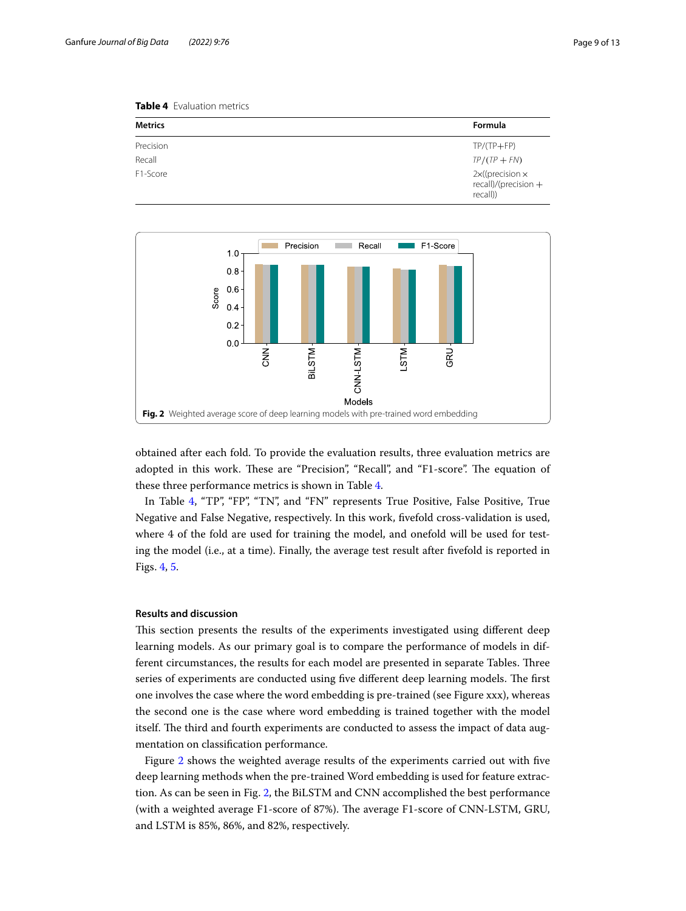**Table 4** Evaluation metrics

| Metrics | Formula |
|---|---|
| Precision | TP/(TP+FP) |
| Recall | $TP/(TP+FN)$ |
| F1-Score | 2×((precision × recall)/(precision + recall)) |

**Fig. 2** Weighted average score of deep learning models with pre-trained word embedding

obtained after each fold. To provide the evaluation results, three evaluation metrics are adopted in this work. These are "Precision", "Recall", and "F1-score". The equation of these three performance metrics is shown in Table 4.

In Table 4, "TP", "FP", "TN", and "FN" represents True Positive, False Positive, True Negative and False Negative, respectively. In this work, fivefold cross-validation is used, where 4 of the fold are used for training the model, and onefold will be used for testing the model (i.e., at a time). Finally, the average test result after fivefold is reported in Figs. 4, 5.

## Results and discussion

This section presents the results of the experiments investigated using different deep learning models. As our primary goal is to compare the performance of models in different circumstances, the results for each model are presented in separate Tables. Three series of experiments are conducted using five different deep learning models. The first one involves the case where the word embedding is pre-trained (see Figure xxx), whereas the second one is the case where word embedding is trained together with the model itself. The third and fourth experiments are conducted to assess the impact of data augmentation on classification performance.

Figure 2 shows the weighted average results of the experiments carried out with five deep learning methods when the pre-trained Word embedding is used for feature extraction. As can be seen in Fig. 2, the BiLSTM and CNN accomplished the best performance (with a weighted average F1-score of 87%). The average F1-score of CNN-LSTM, GRU, and LSTM is 85%, 86%, and 82%, respectively.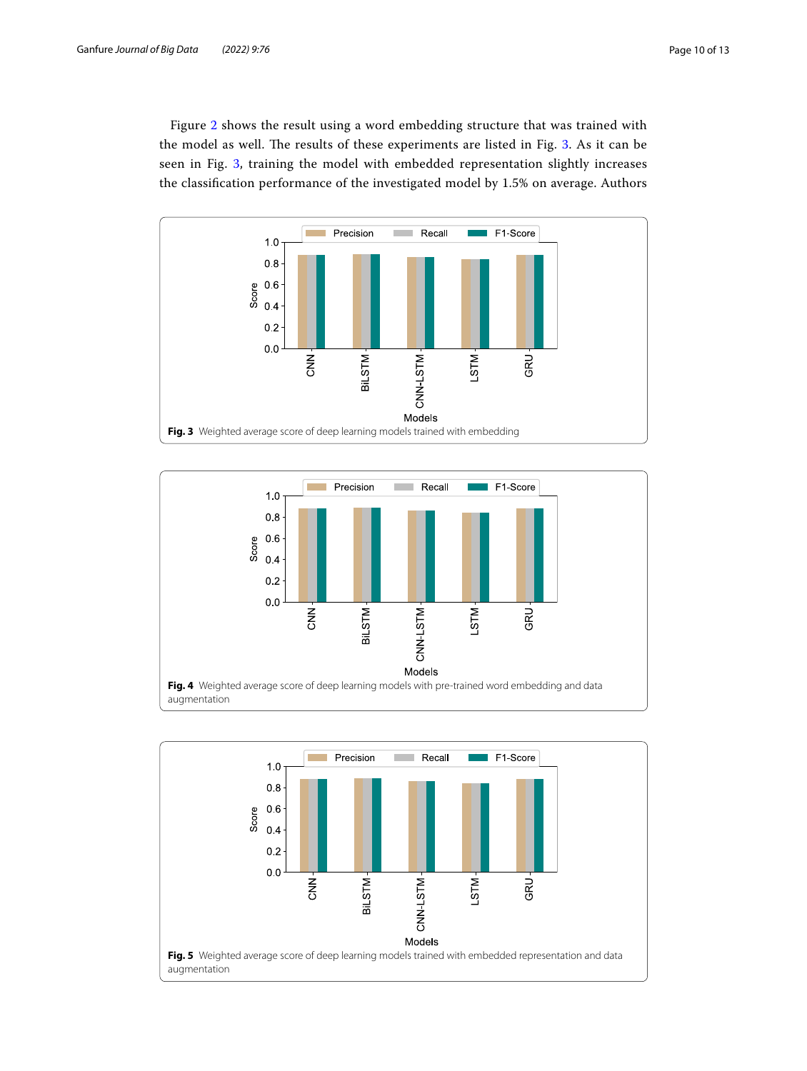Figure 2 shows the result using a word embedding structure that was trained with the model as well. The results of these experiments are listed in Fig. 3. As it can be seen in Fig. 3, training the model with embedded representation slightly increases the classification performance of the investigated model by 1.5% on average. Authors

**Fig. 3** Weighted average score of deep learning models trained with embedding

**Fig. 4** Weighted average score of deep learning models with pre-trained word embedding and data augmentation

**Fig. 5** Weighted average score of deep learning models trained with embedded representation and data augmentation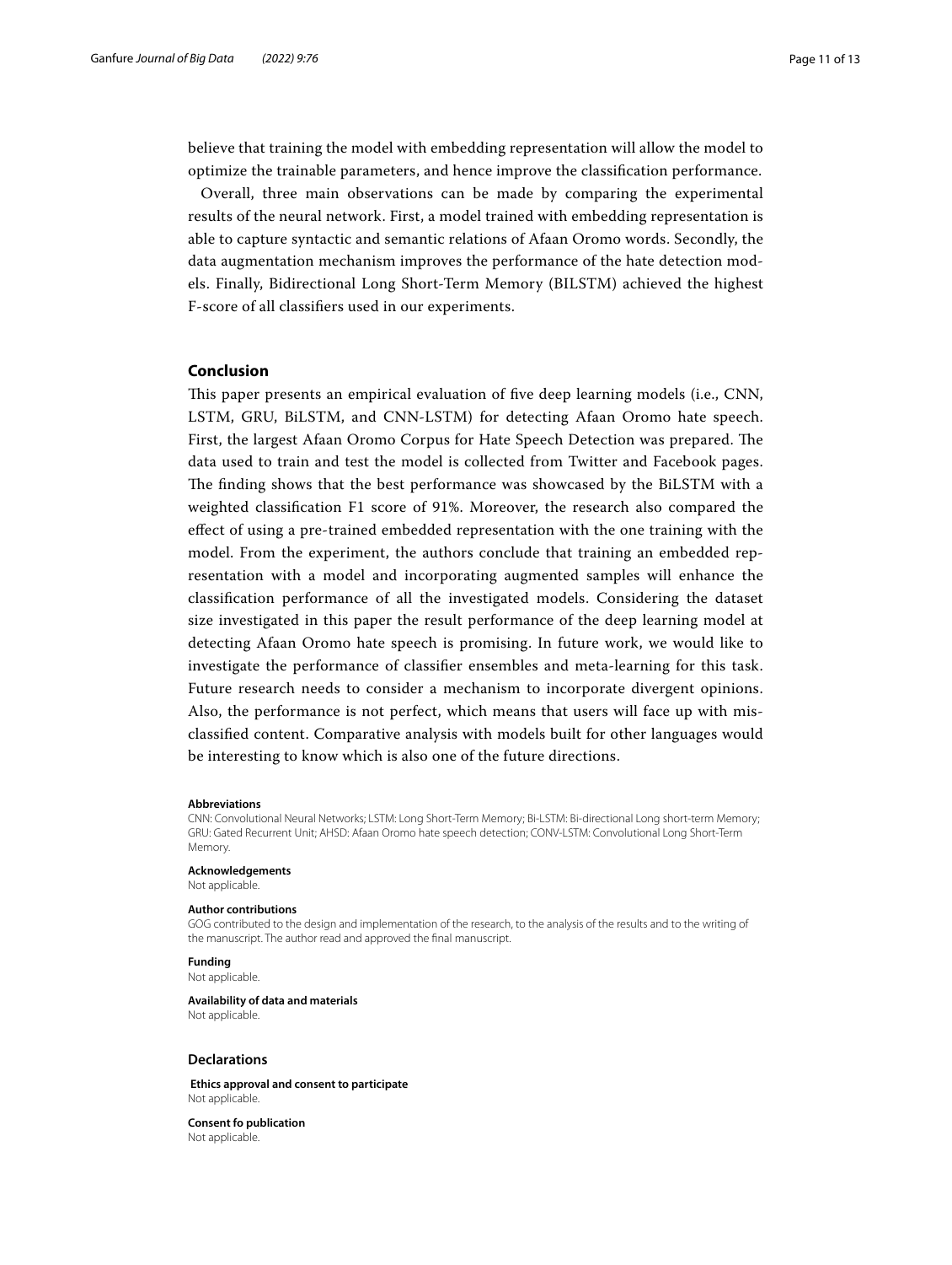believe that training the model with embedding representation will allow the model to optimize the trainable parameters, and hence improve the classification performance.

Overall, three main observations can be made by comparing the experimental results of the neural network. First, a model trained with embedding representation is able to capture syntactic and semantic relations of Afaan Oromo words. Secondly, the data augmentation mechanism improves the performance of the hate detection models. Finally, Bidirectional Long Short-Term Memory (BILSTM) achieved the highest F-score of all classifiers used in our experiments.

## Conclusion

This paper presents an empirical evaluation of five deep learning models (i.e., CNN, LSTM, GRU, BiLSTM, and CNN-LSTM) for detecting Afaan Oromo hate speech. First, the largest Afaan Oromo Corpus for Hate Speech Detection was prepared. The data used to train and test the model is collected from Twitter and Facebook pages. The finding shows that the best performance was showcased by the BiLSTM with a weighted classification F1 score of 91%. Moreover, the research also compared the effect of using a pre-trained embedded representation with the one training with the model. From the experiment, the authors conclude that training an embedded representation with a model and incorporating augmented samples will enhance the classification performance of all the investigated models. Considering the dataset size investigated in this paper the result performance of the deep learning model at detecting Afaan Oromo hate speech is promising. In future work, we would like to investigate the performance of classifier ensembles and meta-learning for this task. Future research needs to consider a mechanism to incorporate divergent opinions. Also, the performance is not perfect, which means that users will face up with misclassified content. Comparative analysis with models built for other languages would be interesting to know which is also one of the future directions.

**Abbreviations**

CNN: Convolutional Neural Networks; LSTM: Long Short-Term Memory; Bi-LSTM: Bi-directional Long short-term Memory; GRU: Gated Recurrent Unit; AHSD: Afaan Oromo hate speech detection; CONV-LSTM: Convolutional Long Short-Term Memory.

**Acknowledgements**

Not applicable.

**Author contributions**

GOG contributed to the design and implementation of the research, to the analysis of the results and to the writing of the manuscript. The author read and approved the final manuscript.

**Funding**

Not applicable.

**Availability of data and materials**

Not applicable.

### Declarations

**Ethics approval and consent to participate**

Not applicable.

**Consent fo publication**

Not applicable.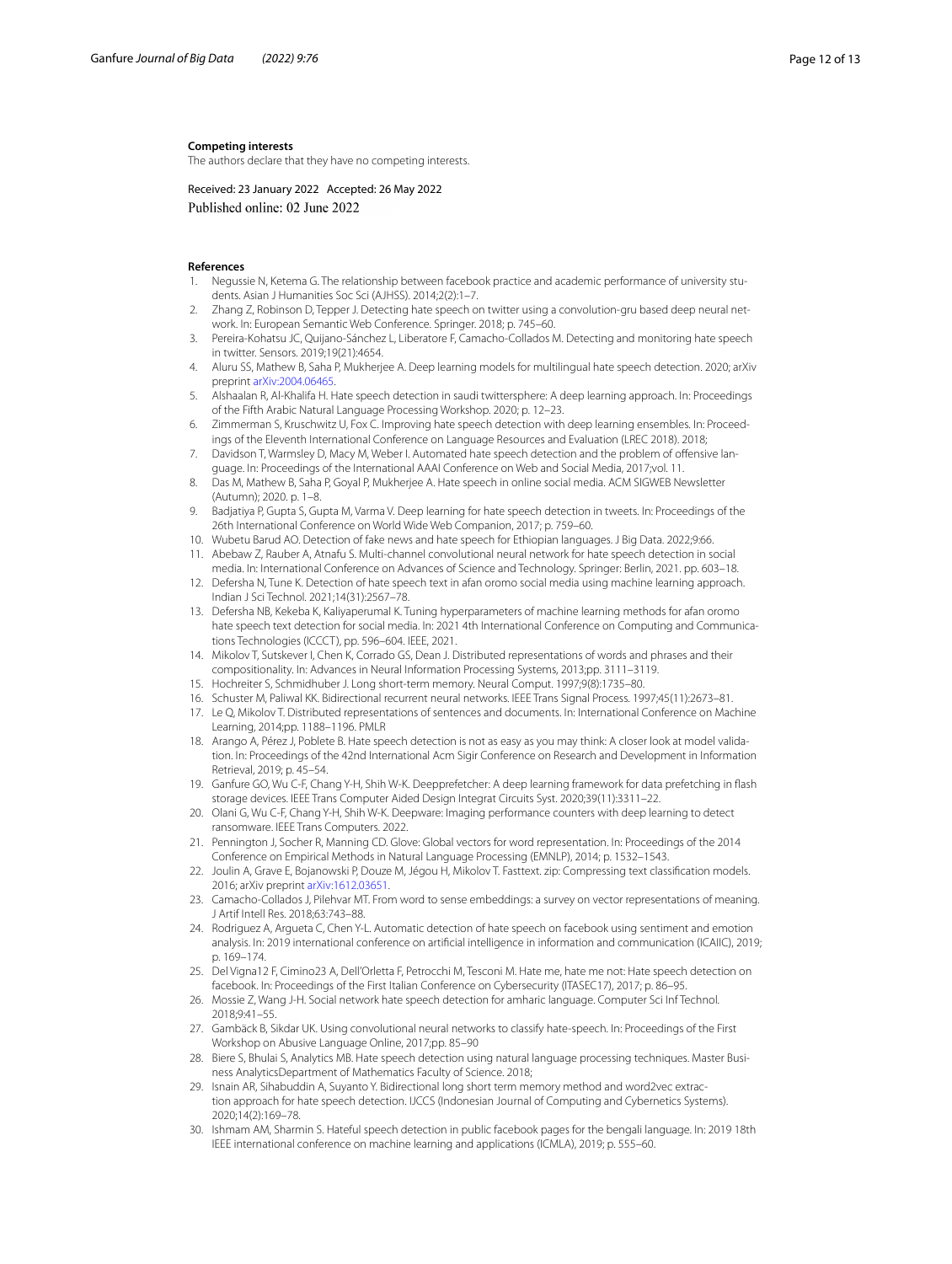**Competing interests**

The authors declare that they have no competing interests.

Received: 23 January 2022 Accepted: 26 May 2022
Published online: 02 June 2022

**References**

1. Negussie N, Ketema G. The relationship between facebook practice and academic performance of university students. Asian J Humanities Soc Sci (AJHSS). 2014;2(2):1–7.
2. Zhang Z, Robinson D, Tepper J. Detecting hate speech on twitter using a convolution-gru based deep neural network. In: European Semantic Web Conference. Springer. 2018; p. 745–60.
3. Pereira-Kohatsu JC, Quijano-Sánchez L, Liberatore F, Camacho-Collados M. Detecting and monitoring hate speech in twitter. Sensors. 2019;19(21):4654.
4. Aluru SS, Mathew B, Saha P, Mukherjee A. Deep learning models for multilingual hate speech detection. 2020; arXiv preprint arXiv:2004.06465.
5. Alshaalan R, Al-Khalifa H. Hate speech detection in saudi twittersphere: A deep learning approach. In: Proceedings of the Fifth Arabic Natural Language Processing Workshop. 2020; p. 12–23.
6. Zimmerman S, Kruschwitz U, Fox C. Improving hate speech detection with deep learning ensembles. In: Proceedings of the Eleventh International Conference on Language Resources and Evaluation (LREC 2018). 2018;
7. Davidson T, Warmsley D, Macy M, Weber I. Automated hate speech detection and the problem of offensive language. In: Proceedings of the International AAAI Conference on Web and Social Media, 2017;vol. 11.
8. Das M, Mathew B, Saha P, Goyal P, Mukherjee A. Hate speech in online social media. ACM SIGWEB Newsletter (Autumn); 2020. p. 1–8.
9. Badjatiya P, Gupta S, Gupta M, Varma V. Deep learning for hate speech detection in tweets. In: Proceedings of the 26th International Conference on World Wide Web Companion, 2017; p. 759–60.
10. Wubetu Barud AO. Detection of fake news and hate speech for Ethiopian languages. J Big Data. 2022;9:66.
11. Abebaw Z, Rauber A, Atnafu S. Multi-channel convolutional neural network for hate speech detection in social media. In: International Conference on Advances of Science and Technology. Springer: Berlin, 2021. pp. 603–18.
12. Defersha N, Tune K. Detection of hate speech text in afan oromo social media using machine learning approach. Indian J Sci Technol. 2021;14(31):2567–78.
13. Defersha NB, Kekeba K, Kaliyaperumal K. Tuning hyperparameters of machine learning methods for afan oromo hate speech text detection for social media. In: 2021 4th International Conference on Computing and Communications Technologies (ICCCT), pp. 596–604. IEEE, 2021.
14. Mikolov T, Sutskever I, Chen K, Corrado GS, Dean J. Distributed representations of words and phrases and their compositionality. In: Advances in Neural Information Processing Systems, 2013;pp. 3111–3119.
15. Hochreiter S, Schmidhuber J. Long short-term memory. Neural Comput. 1997;9(8):1735–80.
16. Schuster M, Paliwal KK. Bidirectional recurrent neural networks. IEEE Trans Signal Process. 1997;45(11):2673–81.
17. Le Q, Mikolov T. Distributed representations of sentences and documents. In: International Conference on Machine Learning, 2014;pp. 1188–1196. PMLR
18. Arango A, Pérez J, Poblete B. Hate speech detection is not as easy as you may think: A closer look at model validation. In: Proceedings of the 42nd International Acm Sigir Conference on Research and Development in Information Retrieval, 2019; p. 45–54.
19. Ganfure GO, Wu C-F, Chang Y-H, Shih W-K. Deepprefetcher: A deep learning framework for data prefetching in flash storage devices. IEEE Trans Computer Aided Design Integrat Circuits Syst. 2020;39(11):3311–22.
20. Olani G, Wu C-F, Chang Y-H, Shih W-K. Deepware: Imaging performance counters with deep learning to detect ransomware. IEEE Trans Computers. 2022.
21. Pennington J, Socher R, Manning CD. Glove: Global vectors for word representation. In: Proceedings of the 2014 Conference on Empirical Methods in Natural Language Processing (EMNLP), 2014; p. 1532–1543.
22. Joulin A, Grave E, Bojanowski P, Douze M, Jégou H, Mikolov T. Fasttext. zip: Compressing text classification models. 2016; arXiv preprint arXiv:1612.03651.
23. Camacho-Collados J, Pilehvar MT. From word to sense embeddings: a survey on vector representations of meaning. J Artif Intell Res. 2018;63:743–88.
24. Rodriguez A, Argueta C, Chen Y-L. Automatic detection of hate speech on facebook using sentiment and emotion analysis. In: 2019 international conference on artificial intelligence in information and communication (ICAIIC), 2019; p. 169–174.
25. Del Vigna12 F, Cimino23 A, Dell'Orletta F, Petrocchi M, Tesconi M. Hate me, hate me not: Hate speech detection on facebook. In: Proceedings of the First Italian Conference on Cybersecurity (ITASEC17), 2017; p. 86–95.
26. Mossie Z, Wang J-H. Social network hate speech detection for amharic language. Computer Sci Inf Technol. 2018;9:41–55.
27. Gambäck B, Sikdar UK. Using convolutional neural networks to classify hate-speech. In: Proceedings of the First Workshop on Abusive Language Online, 2017;pp. 85–90
28. Biere S, Bhulai S, Analytics MB. Hate speech detection using natural language processing techniques. Master Business AnalyticsDepartment of Mathematics Faculty of Science. 2018;
29. Isnain AR, Sihabuddin A, Suyanto Y. Bidirectional long short term memory method and word2vec extraction approach for hate speech detection. IJCCS (Indonesian Journal of Computing and Cybernetics Systems). 2020;14(2):169–78.
30. Ishmam AM, Sharmin S. Hateful speech detection in public facebook pages for the bengali language. In: 2019 18th IEEE international conference on machine learning and applications (ICMLA), 2019; p. 555–60.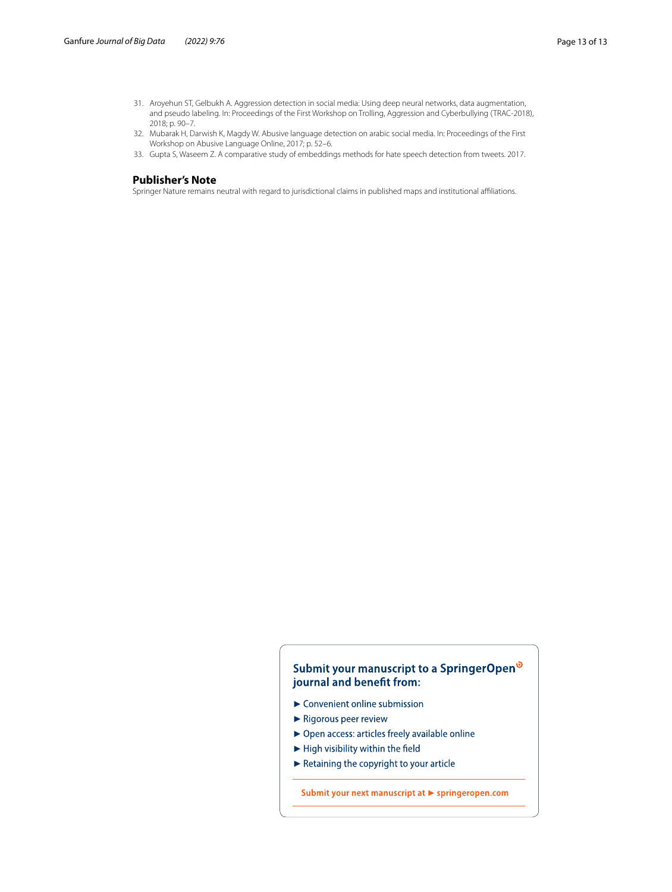31. Aroyehun ST, Gelbukh A. Aggression detection in social media: Using deep neural networks, data augmentation, and pseudo labeling. In: Proceedings of the First Workshop on Trolling, Aggression and Cyberbullying (TRAC-2018), 2018; p. 90–7.
32. Mubarak H, Darwish K, Magdy W. Abusive language detection on arabic social media. In: Proceedings of the First Workshop on Abusive Language Online, 2017; p. 52–6.
33. Gupta S, Waseem Z. A comparative study of embeddings methods for hate speech detection from tweets. 2017.

## Publisher's Note

Springer Nature remains neutral with regard to jurisdictional claims in published maps and institutional affiliations.

**Submit your manuscript to a SpringerOpen journal and benefit from:**

- ► Convenient online submission
- ► Rigorous peer review
- ► Open access: articles freely available online
- ► High visibility within the field
- ► Retaining the copyright to your article

**Submit your next manuscript at ► springeropen.com**